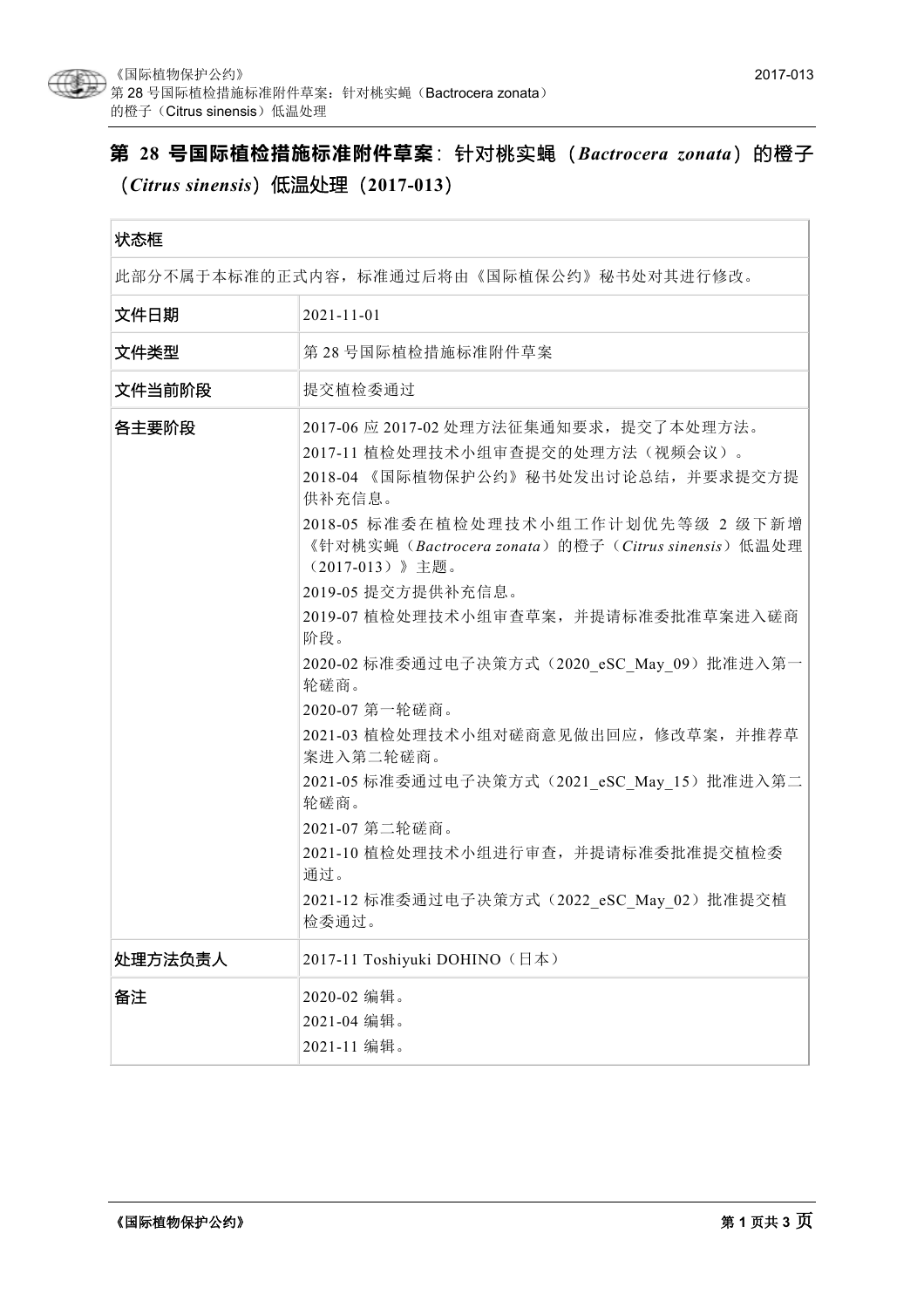# 第 28 号国际植检措施标准附件草案：针对桃实蝇（*Bactrocera zonata*）的橙子（*Citrus sinensis*）低温处理（2017-013）

| 状态框 | |
|---|---|
| 此部分不属于本标准的正式内容，标准通过后将由《国际植保公约》秘书处对其进行修改。 | |
| 文件日期 | 2021-11-01 |
| 文件类型 | 第 28 号国际植检措施标准附件草案 |
| 文件当前阶段 | 提交植检委通过 |
| 各主要阶段 | 2017-06 应 2017-02 处理方法征集通知要求，提交了本处理方法。<br>2017-11 植检处理技术小组审查提交的处理方法（视频会议）。<br>2018-04 《国际植物保护公约》秘书处发出讨论总结，并要求提交方提供补充信息。<br>2018-05 标准委在植检处理技术小组工作计划优先等级 2 级下新增《针对桃实蝇（*Bactrocera zonata*）的橙子（*Citrus sinensis*）低温处理（2017-013）》主题。<br>2019-05 提交方提供补充信息。<br>2019-07 植检处理技术小组审查草案，并提请标准委批准草案进入磋商阶段。<br>2020-02 标准委通过电子决策方式（2020_eSC_May_09）批准进入第一轮磋商。<br>2020-07 第一轮磋商。<br>2021-03 植检处理技术小组对磋商意见做出回应，修改草案，并推荐草案进入第二轮磋商。<br>2021-05 标准委通过电子决策方式（2021_eSC_May_15）批准进入第二轮磋商。<br>2021-07 第二轮磋商。<br>2021-10 植检处理技术小组进行审查，并提请标准委批准提交植检委通过。<br>2021-12 标准委通过电子决策方式（2022_eSC_May_02）批准提交植检委通过。 |
| 处理方法负责人 | 2017-11 Toshiyuki DOHINO（日本） |
| 备注 | 2020-02 编辑。<br>2021-04 编辑。<br>2021-11 编辑。 |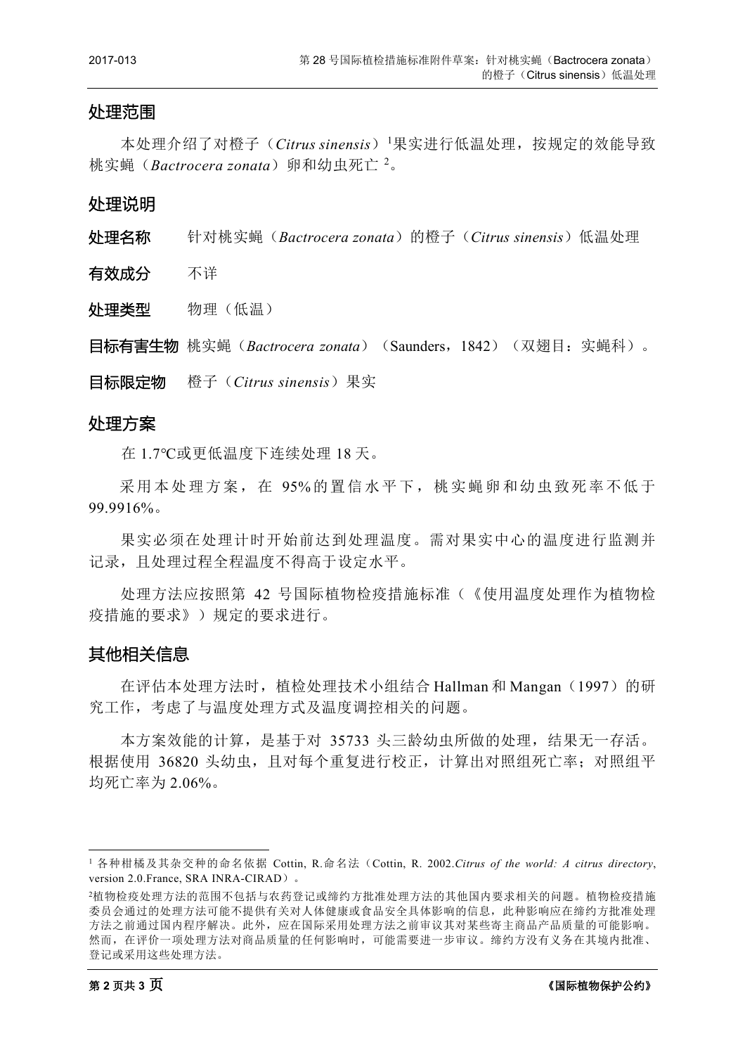## 处理范围

本处理介绍了对橙子（*Citrus sinensis*）[1]果实进行低温处理，按规定的效能导致桃实蝇（*Bactrocera zonata*）卵和幼虫死亡[2]。

## 处理说明

**处理名称** 针对桃实蝇（*Bactrocera zonata*）的橙子（*Citrus sinensis*）低温处理

**有效成分** 不详

**处理类型** 物理（低温）

**目标有害生物** 桃实蝇（*Bactrocera zonata*）（Saunders，1842）（双翅目：实蝇科）。

**目标限定物** 橙子（*Citrus sinensis*）果实

## 处理方案

在 1.7℃或更低温度下连续处理 18 天。

采用本处理方案，在 95%的置信水平下，桃实蝇卵和幼虫致死率不低于 99.9916%。

果实必须在处理计时开始前达到处理温度。需对果实中心的温度进行监测并记录，且处理过程全程温度不得高于设定水平。

处理方法应按照第 42 号国际植物检疫措施标准（《使用温度处理作为植物检疫措施的要求》）规定的要求进行。

## 其他相关信息

在评估本处理方法时，植检处理技术小组结合 Hallman 和 Mangan（1997）的研究工作，考虑了与温度处理方式及温度调控相关的问题。

本方案效能的计算，是基于对 35733 头三龄幼虫所做的处理，结果无一存活。根据使用 36820 头幼虫，且对每个重复进行校正，计算出对照组死亡率；对照组平均死亡率为 2.06%。

---

[1] 各种柑橘及其杂交种的命名依据 Cottin, R.命名法（Cottin, R. 2002.*Citrus of the world: A citrus directory*, version 2.0.France, SRA INRA-CIRAD）。

[2]植物检疫处理方法的范围不包括与农药登记或缔约方批准处理方法的其他国内要求相关的问题。植物检疫措施委员会通过的处理方法可能不提供有关对人体健康或食品安全具体影响的信息，此种影响应在缔约方批准处理方法之前通过国内程序解决。此外，应在国际采用处理方法之前审议其对某些寄主商品产品质量的可能影响。然而，在评价一项处理方法对商品质量的任何影响时，可能需要进一步审议。缔约方没有义务在其境内批准、登记或采用这些处理方法。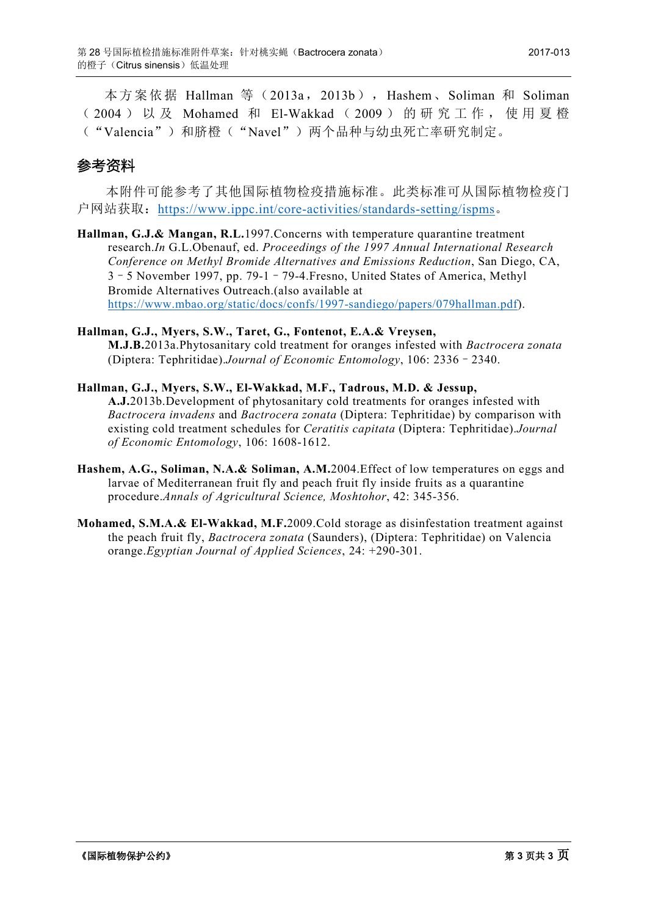本方案依据 Hallman 等（2013a，2013b），Hashem、Soliman 和 Soliman（2004）以及 Mohamed 和 El-Wakkad（2009）的研究工作，使用夏橙（“Valencia”）和脐橙（“Navel”）两个品种与幼虫死亡率研究制定。

## 参考资料

本附件可能参考了其他国际植物检疫措施标准。此类标准可从国际植物检疫门户网站获取：https://www.ippc.int/core-activities/standards-setting/ispms。

**Hallman, G.J.& Mangan, R.L.**1997.Concerns with temperature quarantine treatment research.*In* G.L.Obenauf, ed. *Proceedings of the 1997 Annual International Research Conference on Methyl Bromide Alternatives and Emissions Reduction*, San Diego, CA, 3–5 November 1997, pp. 79-1–79-4.Fresno, United States of America, Methyl Bromide Alternatives Outreach.(also available at https://www.mbao.org/static/docs/confs/1997-sandiego/papers/079hallman.pdf).

**Hallman, G.J., Myers, S.W., Taret, G., Fontenot, E.A.& Vreysen, M.J.B.**2013a.Phytosanitary cold treatment for oranges infested with *Bactrocera zonata* (Diptera: Tephritidae).*Journal of Economic Entomology*, 106: 2336–2340.

**Hallman, G.J., Myers, S.W., El-Wakkad, M.F., Tadrous, M.D. & Jessup, A.J.**2013b.Development of phytosanitary cold treatments for oranges infested with *Bactrocera invadens* and *Bactrocera zonata* (Diptera: Tephritidae) by comparison with existing cold treatment schedules for *Ceratitis capitata* (Diptera: Tephritidae).*Journal of Economic Entomology*, 106: 1608-1612.

**Hashem, A.G., Soliman, N.A.& Soliman, A.M.**2004.Effect of low temperatures on eggs and larvae of Mediterranean fruit fly and peach fruit fly inside fruits as a quarantine procedure.*Annals of Agricultural Science, Moshtohor*, 42: 345-356.

**Mohamed, S.M.A.& El-Wakkad, M.F.**2009.Cold storage as disinfestation treatment against the peach fruit fly, *Bactrocera zonata* (Saunders), (Diptera: Tephritidae) on Valencia orange.*Egyptian Journal of Applied Sciences*, 24: +290-301.